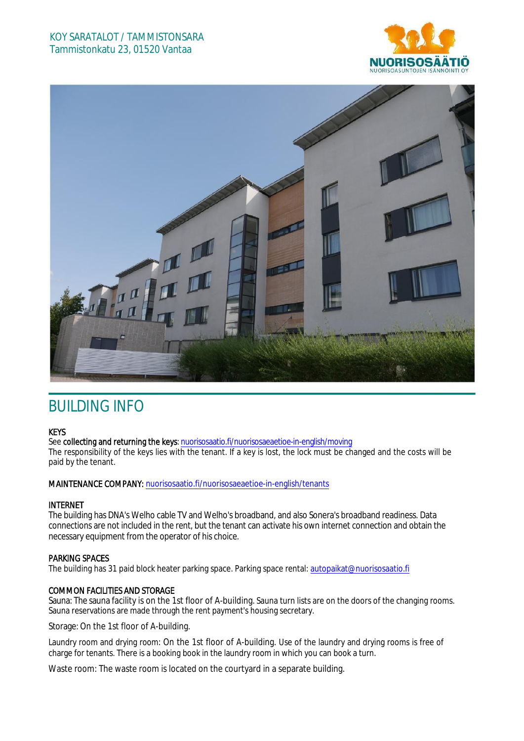KOY SARATALOT / TAMMISTONSARA
Tammistonkatu 23, 01520 Vantaa

# BUILDING INFO

**KEYS**
See **collecting and returning the keys**: [nuorisosaatio.fi/nuorisosaeaetioe-in-english/moving](nuorisosaatio.fi/nuorisosaeaetioe-in-english/moving)
The responsibility of the keys lies with the tenant. If a key is lost, the lock must be changed and the costs will be paid by the tenant.

**MAINTENANCE COMPANY:** [nuorisosaatio.fi/nuorisosaeaetioe-in-english/tenants](nuorisosaatio.fi/nuorisosaeaetioe-in-english/tenants)

**INTERNET**
The building has DNA's Welho cable TV and Welho's broadband, and also Sonera's broadband readiness. Data connections are not included in the rent, but the tenant can activate his own internet connection and obtain the necessary equipment from the operator of his choice.

**PARKING SPACES**
The building has 31 paid block heater parking space. Parking space rental: autopaikat@nuorisosaatio.fi

**COMMON FACILITIES AND STORAGE**
Sauna: The sauna facility is on the 1st floor of A-building. Sauna turn lists are on the doors of the changing rooms. Sauna reservations are made through the rent payment's housing secretary.

Storage: On the 1st floor of A-building.

Laundry room and drying room: On the 1st floor of A-building. Use of the laundry and drying rooms is free of charge for tenants. There is a booking book in the laundry room in which you can book a turn.

Waste room: The waste room is located on the courtyard in a separate building.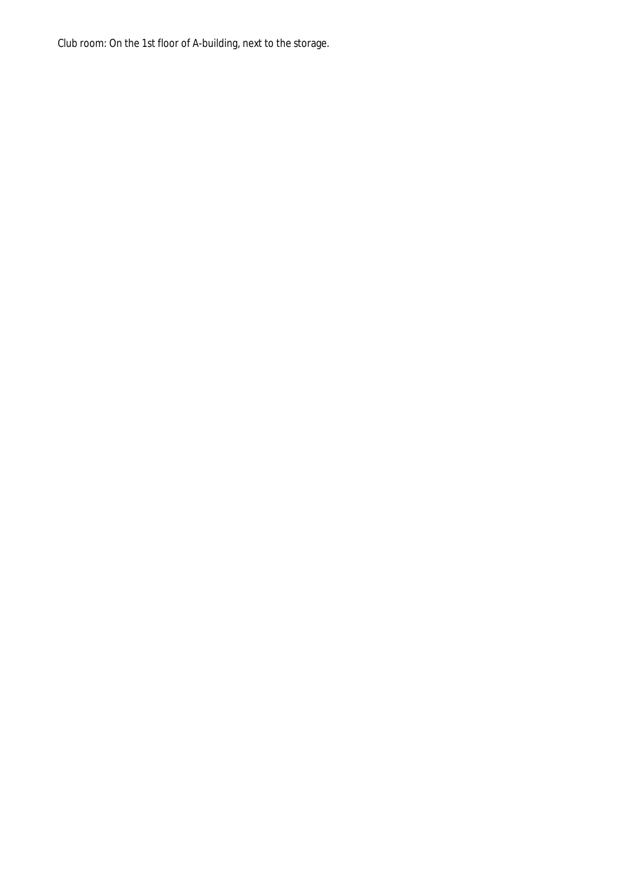Club room: On the 1st floor of A-building, next to the storage.